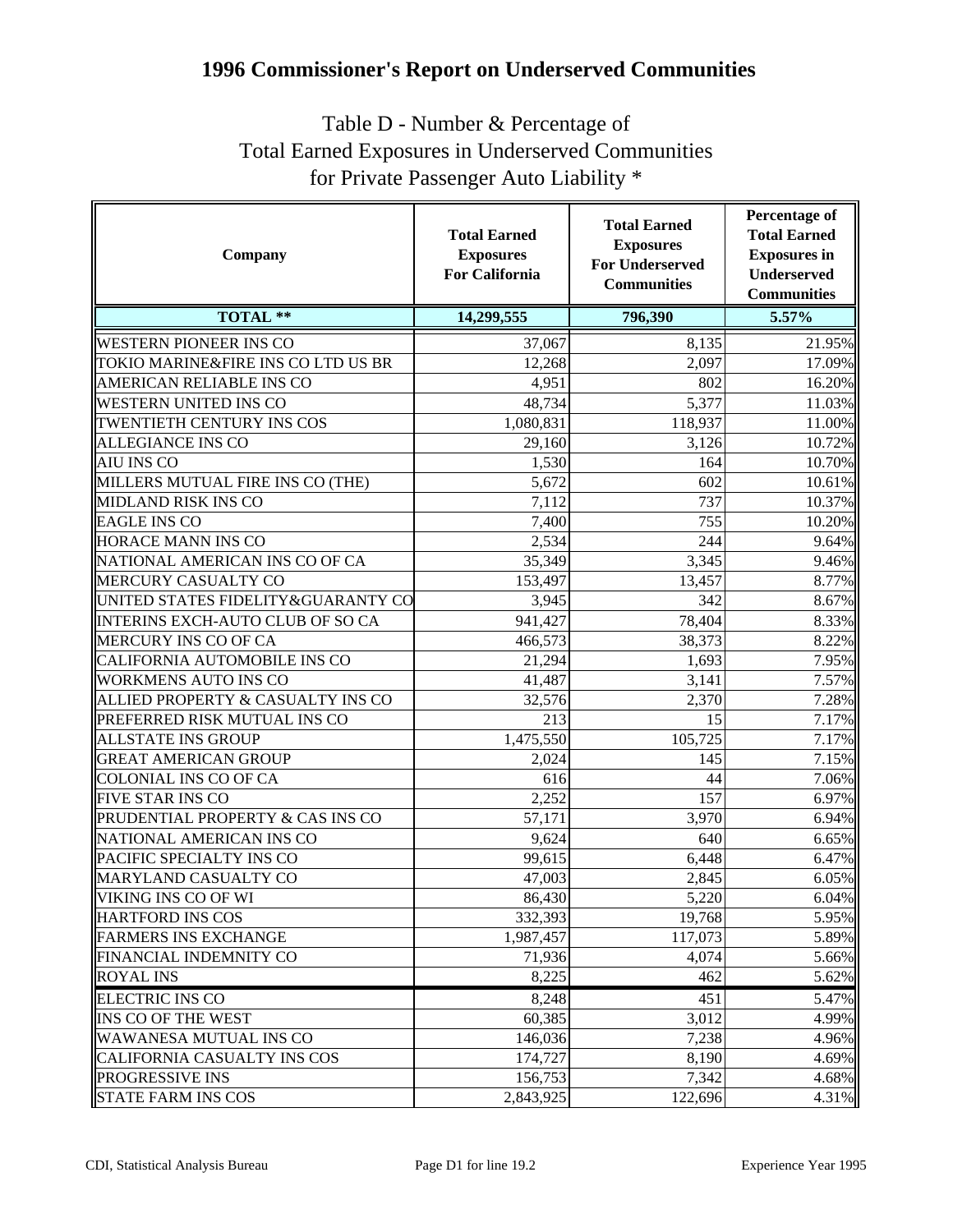# 1996 Commissioner's Report on Underserved Communities

## Table D - Number & Percentage of Total Earned Exposures in Underserved Communities for Private Passenger Auto Liability *

| Company | Total Earned Exposures For California | Total Earned Exposures For Underserved Communities | Percentage of Total Earned Exposures in Underserved Communities |
|---|---|---|---|
| **TOTAL **** | **14,299,555** | **796,390** | **5.57%** |
| WESTERN PIONEER INS CO | 37,067 | 8,135 | 21.95% |
| TOKIO MARINE&FIRE INS CO LTD US BR | 12,268 | 2,097 | 17.09% |
| AMERICAN RELIABLE INS CO | 4,951 | 802 | 16.20% |
| WESTERN UNITED INS CO | 48,734 | 5,377 | 11.03% |
| TWENTIETH CENTURY INS COS | 1,080,831 | 118,937 | 11.00% |
| ALLEGIANCE INS CO | 29,160 | 3,126 | 10.72% |
| AIU INS CO | 1,530 | 164 | 10.70% |
| MILLERS MUTUAL FIRE INS CO (THE) | 5,672 | 602 | 10.61% |
| MIDLAND RISK INS CO | 7,112 | 737 | 10.37% |
| EAGLE INS CO | 7,400 | 755 | 10.20% |
| HORACE MANN INS CO | 2,534 | 244 | 9.64% |
| NATIONAL AMERICAN INS CO OF CA | 35,349 | 3,345 | 9.46% |
| MERCURY CASUALTY CO | 153,497 | 13,457 | 8.77% |
| UNITED STATES FIDELITY&GUARANTY CO | 3,945 | 342 | 8.67% |
| INTERINS EXCH-AUTO CLUB OF SO CA | 941,427 | 78,404 | 8.33% |
| MERCURY INS CO OF CA | 466,573 | 38,373 | 8.22% |
| CALIFORNIA AUTOMOBILE INS CO | 21,294 | 1,693 | 7.95% |
| WORKMENS AUTO INS CO | 41,487 | 3,141 | 7.57% |
| ALLIED PROPERTY & CASUALTY INS CO | 32,576 | 2,370 | 7.28% |
| PREFERRED RISK MUTUAL INS CO | 213 | 15 | 7.17% |
| ALLSTATE INS GROUP | 1,475,550 | 105,725 | 7.17% |
| GREAT AMERICAN GROUP | 2,024 | 145 | 7.15% |
| COLONIAL INS CO OF CA | 616 | 44 | 7.06% |
| FIVE STAR INS CO | 2,252 | 157 | 6.97% |
| PRUDENTIAL PROPERTY & CAS INS CO | 57,171 | 3,970 | 6.94% |
| NATIONAL AMERICAN INS CO | 9,624 | 640 | 6.65% |
| PACIFIC SPECIALTY INS CO | 99,615 | 6,448 | 6.47% |
| MARYLAND CASUALTY CO | 47,003 | 2,845 | 6.05% |
| VIKING INS CO OF WI | 86,430 | 5,220 | 6.04% |
| HARTFORD INS COS | 332,393 | 19,768 | 5.95% |
| FARMERS INS EXCHANGE | 1,987,457 | 117,073 | 5.89% |
| FINANCIAL INDEMNITY CO | 71,936 | 4,074 | 5.66% |
| ROYAL INS | 8,225 | 462 | 5.62% |
| ELECTRIC INS CO | 8,248 | 451 | 5.47% |
| INS CO OF THE WEST | 60,385 | 3,012 | 4.99% |
| WAWANESA MUTUAL INS CO | 146,036 | 7,238 | 4.96% |
| CALIFORNIA CASUALTY INS COS | 174,727 | 8,190 | 4.69% |
| PROGRESSIVE INS | 156,753 | 7,342 | 4.68% |
| STATE FARM INS COS | 2,843,925 | 122,696 | 4.31% |

CDI, Statistical Analysis Bureau — Page D1 for line 19.2 — Experience Year 1995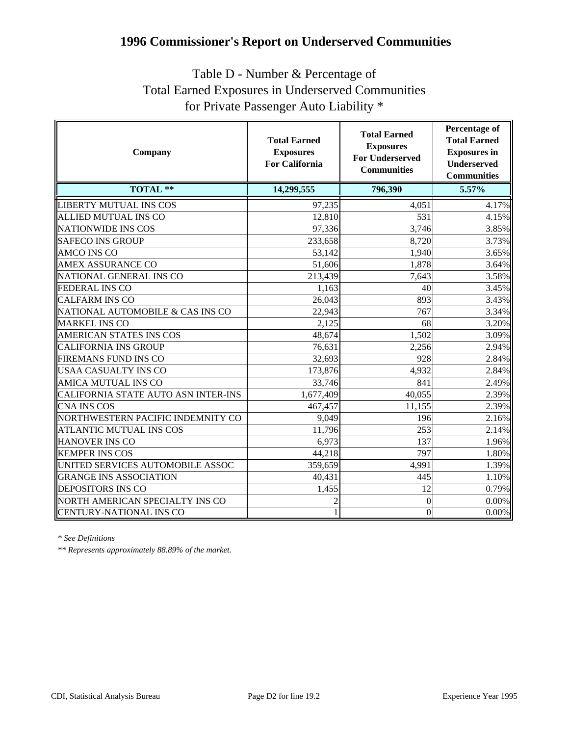# 1996 Commissioner's Report on Underserved Communities

## Table D - Number & Percentage of Total Earned Exposures in Underserved Communities for Private Passenger Auto Liability *

| Company | Total Earned Exposures For California | Total Earned Exposures For Underserved Communities | Percentage of Total Earned Exposures in Underserved Communities |
|---|---|---|---|
| **TOTAL \*\*** | **14,299,555** | **796,390** | **5.57%** |
| LIBERTY MUTUAL INS COS | 97,235 | 4,051 | 4.17% |
| ALLIED MUTUAL INS CO | 12,810 | 531 | 4.15% |
| NATIONWIDE INS COS | 97,336 | 3,746 | 3.85% |
| SAFECO INS GROUP | 233,658 | 8,720 | 3.73% |
| AMCO INS CO | 53,142 | 1,940 | 3.65% |
| AMEX ASSURANCE CO | 51,606 | 1,878 | 3.64% |
| NATIONAL GENERAL INS CO | 213,439 | 7,643 | 3.58% |
| FEDERAL INS CO | 1,163 | 40 | 3.45% |
| CALFARM INS CO | 26,043 | 893 | 3.43% |
| NATIONAL AUTOMOBILE & CAS INS CO | 22,943 | 767 | 3.34% |
| MARKEL INS CO | 2,125 | 68 | 3.20% |
| AMERICAN STATES INS COS | 48,674 | 1,502 | 3.09% |
| CALIFORNIA INS GROUP | 76,631 | 2,256 | 2.94% |
| FIREMANS FUND INS CO | 32,693 | 928 | 2.84% |
| USAA CASUALTY INS CO | 173,876 | 4,932 | 2.84% |
| AMICA MUTUAL INS CO | 33,746 | 841 | 2.49% |
| CALIFORNIA STATE AUTO ASN INTER-INS | 1,677,409 | 40,055 | 2.39% |
| CNA INS COS | 467,457 | 11,155 | 2.39% |
| NORTHWESTERN PACIFIC INDEMNITY CO | 9,049 | 196 | 2.16% |
| ATLANTIC MUTUAL INS COS | 11,796 | 253 | 2.14% |
| HANOVER INS CO | 6,973 | 137 | 1.96% |
| KEMPER INS COS | 44,218 | 797 | 1.80% |
| UNITED SERVICES AUTOMOBILE ASSOC | 359,659 | 4,991 | 1.39% |
| GRANGE INS ASSOCIATION | 40,431 | 445 | 1.10% |
| DEPOSITORS INS CO | 1,455 | 12 | 0.79% |
| NORTH AMERICAN SPECIALTY INS CO | 2 | 0 | 0.00% |
| CENTURY-NATIONAL INS CO | 1 | 0 | 0.00% |

*\* See Definitions*

*\*\* Represents approximately 88.89% of the market.*